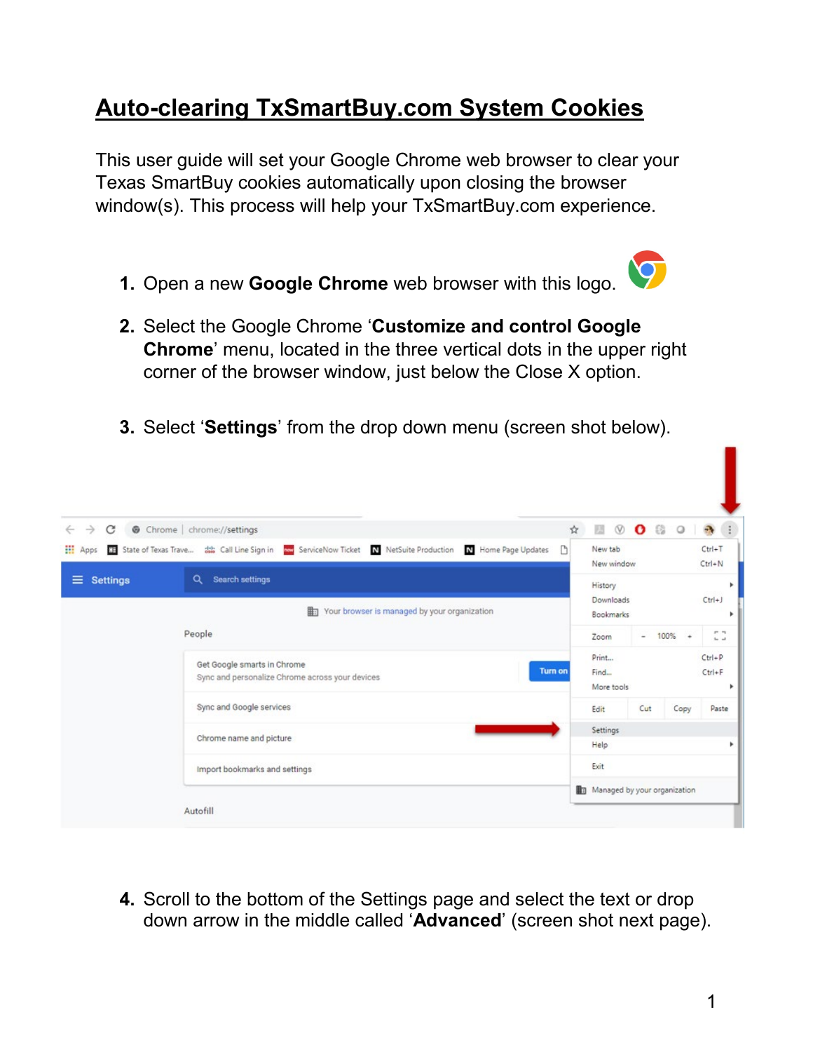# Auto-clearing TxSmartBuy.com System Cookies

This user guide will set your Google Chrome web browser to clear your Texas SmartBuy cookies automatically upon closing the browser window(s). This process will help your TxSmartBuy.com experience.

1. Open a new **Google Chrome** web browser with this logo.
2. Select the Google Chrome '**Customize and control Google Chrome**' menu, located in the three vertical dots in the upper right corner of the browser window, just below the Close X option.
3. Select '**Settings**' from the drop down menu (screen shot below).
4. Scroll to the bottom of the Settings page and select the text or drop down arrow in the middle called '**Advanced**' (screen shot next page).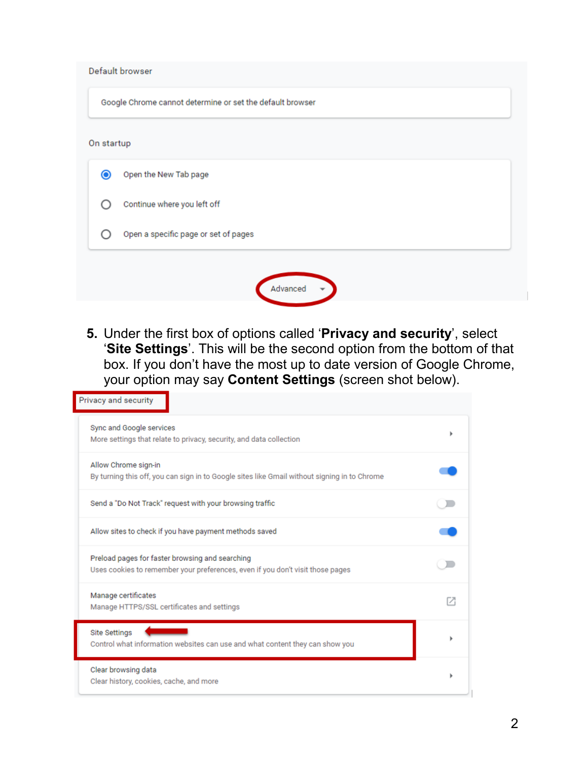Default browser

Google Chrome cannot determine or set the default browser

On startup

- Open the New Tab page
- Continue where you left off
- Open a specific page or set of pages

Advanced

5. Under the first box of options called ‘**Privacy and security**’, select ‘**Site Settings**’. This will be the second option from the bottom of that box. If you don’t have the most up to date version of Google Chrome, your option may say **Content Settings** (screen shot below).

Privacy and security

Sync and Google services
More settings that relate to privacy, security, and data collection

Allow Chrome sign-in
By turning this off, you can sign in to Google sites like Gmail without signing in to Chrome

Send a "Do Not Track" request with your browsing traffic

Allow sites to check if you have payment methods saved

Preload pages for faster browsing and searching
Uses cookies to remember your preferences, even if you don't visit those pages

Manage certificates
Manage HTTPS/SSL certificates and settings

Site Settings
Control what information websites can use and what content they can show you

Clear browsing data
Clear history, cookies, cache, and more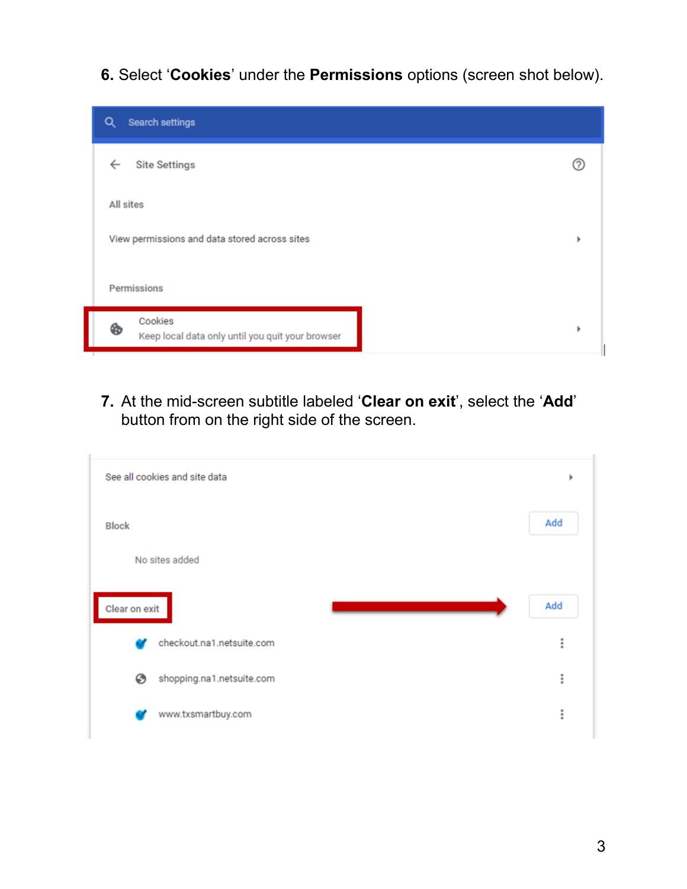6. Select ‘**Cookies**’ under the **Permissions** options (screen shot below).

7. At the mid-screen subtitle labeled ‘**Clear on exit**’, select the ‘**Add**’ button from on the right side of the screen.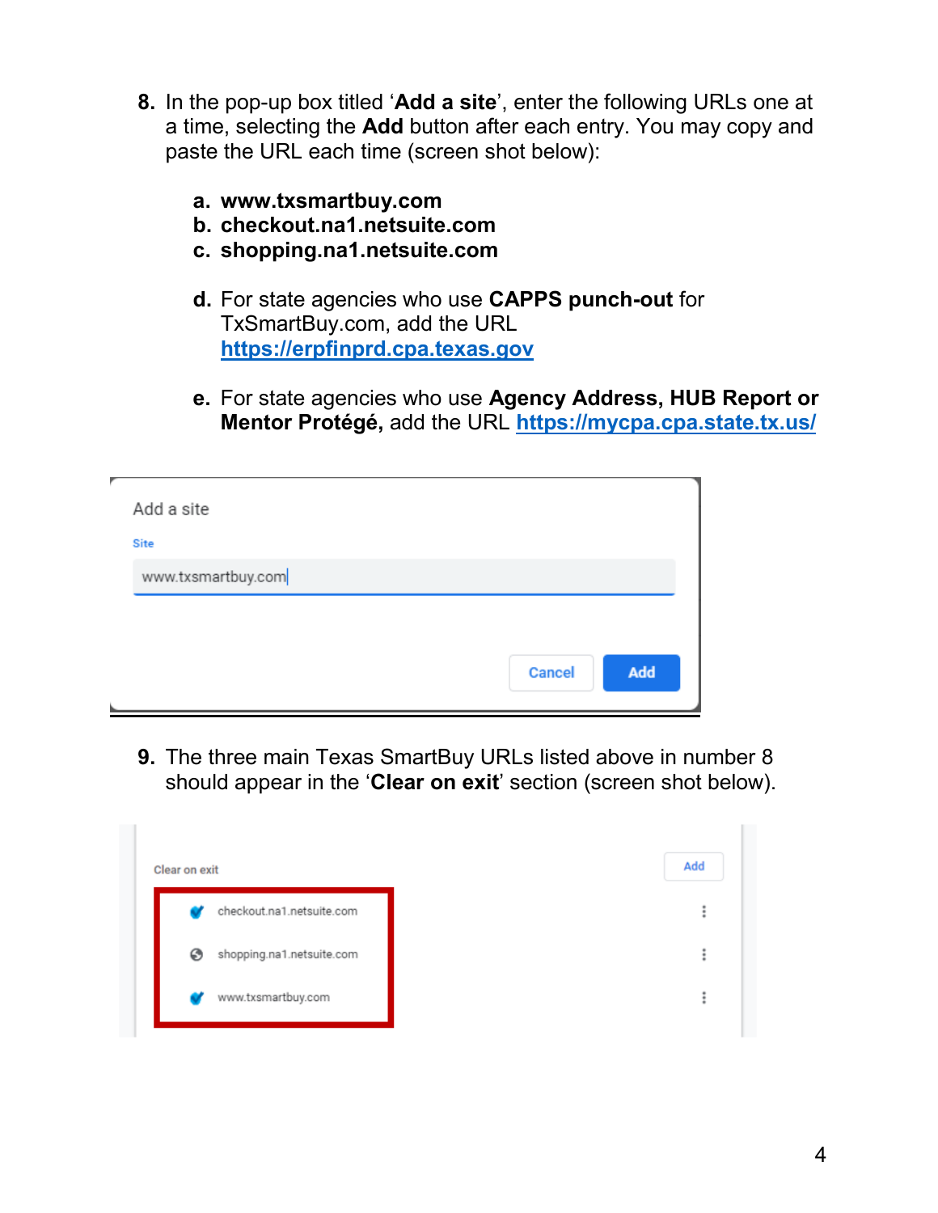8. In the pop-up box titled '**Add a site**', enter the following URLs one at a time, selecting the **Add** button after each entry. You may copy and paste the URL each time (screen shot below):

   a. **www.txsmartbuy.com**
   b. **checkout.na1.netsuite.com**
   c. **shopping.na1.netsuite.com**

   d. For state agencies who use **CAPPS punch-out** for TxSmartBuy.com, add the URL **[https://erpfinprd.cpa.texas.gov](https://erpfinprd.cpa.texas.gov)**

   e. For state agencies who use **Agency Address, HUB Report or Mentor Protégé,** add the URL **[https://mycpa.cpa.state.tx.us/](https://mycpa.cpa.state.tx.us/)**

Add a site

Site

www.txsmartbuy.com

Cancel | Add

9. The three main Texas SmartBuy URLs listed above in number 8 should appear in the '**Clear on exit**' section (screen shot below).

Clear on exit | Add

- checkout.na1.netsuite.com
- shopping.na1.netsuite.com
- www.txsmartbuy.com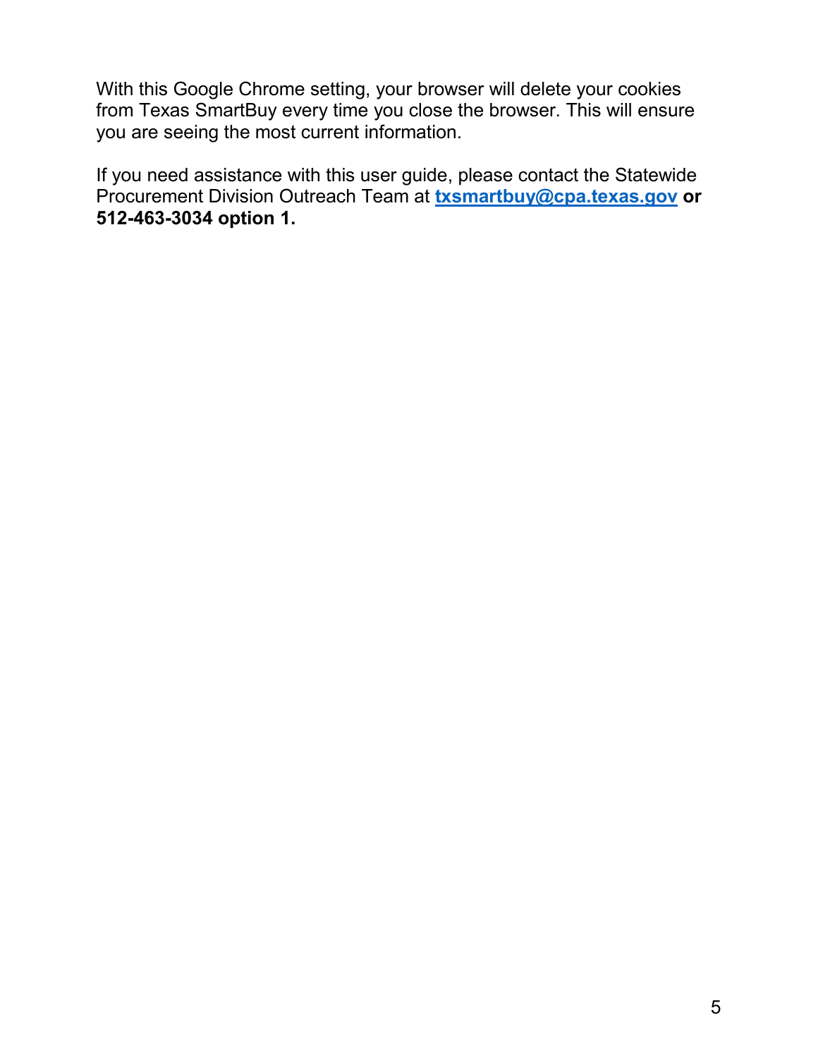With this Google Chrome setting, your browser will delete your cookies from Texas SmartBuy every time you close the browser. This will ensure you are seeing the most current information.

If you need assistance with this user guide, please contact the Statewide Procurement Division Outreach Team at **[txsmartbuy@cpa.texas.gov](mailto:txsmartbuy@cpa.texas.gov) or 512-463-3034 option 1.**